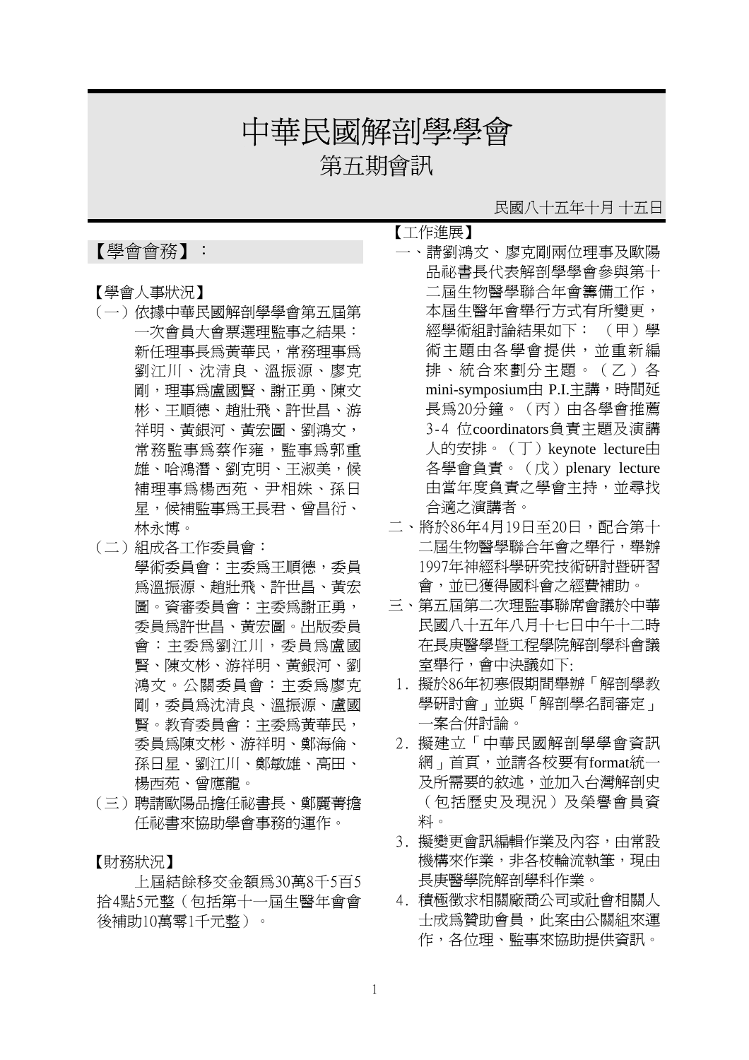# 中華民國解剖學學會

## 第五期會訊

民國八十五年十月 十五日

## 【學會會務】：

### 【學會人事狀況】

（一）依據中華民國解剖學學會第五屆第一次會員大會票選理監事之結果：新任理事長為黃華民，常務理事為劉江川、沈清良、溫振源、廖克剛，理事為盧國賢、謝正勇、陳文彬、王順德、趙壯飛、許世昌、游祥明、黃銀河、黃宏圖、劉鴻文，常務監事為蔡作雍，監事為郭重雄、哈鴻潛、劉克明、王淑美，候補理事為楊西苑、尹相姝、孫日星，候補監事為王長君、曾昌衍、林永博。

（二）組成各工作委員會：
學術委員會：主委為王順德，委員為溫振源、趙壯飛、許世昌、黃宏圖。資審委員會：主委為謝正勇，委員為許世昌、黃宏圖。出版委員會：主委為劉江川，委員為盧國賢、陳文彬、游祥明、黃銀河、劉鴻文。公關委員會：主委為廖克剛，委員為沈清良、溫振源、盧國賢。教育委員會：主委為黃華民，委員為陳文彬、游祥明、鄭海倫、孫日星、劉江川、鄭敏雄、高田、楊西苑、曾應龍。

（三）聘請歐陽品擔任祕書長、鄭麗菁擔任祕書來協助學會事務的運作。

### 【財務狀況】

上屆結餘移交金額為30萬8千5百5拾4點5元整（包括第十一屆生醫年會會後補助10萬零1千元整）。

### 【工作進展】

一、請劉鴻文、廖克剛兩位理事及歐陽品祕書長代表解剖學學會參與第十二屆生物醫學聯合年會籌備工作，本屆生醫年會舉行方式有所變更，經學術組討論結果如下：（甲）學術主題由各學會提供，並重新編排、統合來劃分主題。（乙）各mini-symposium由 P.I.主講，時間延長為20分鐘。（丙）由各學會推薦3-4 位coordinators負責主題及演講人的安排。（丁）keynote lecture由各學會負責。（戊）plenary lecture由當年度負責之學會主持，並尋找合適之演講者。

二、將於86年4月19日至20日，配合第十二屆生物醫學聯合年會之舉行，舉辦1997年神經科學研究技術研討暨研習會，並已獲得國科會之經費補助。

三、第五屆第二次理監事聯席會議於中華民國八十五年八月十七日中午十二時在長庚醫學暨工程學院解剖學科會議室舉行，會中決議如下:

1. 擬於86年初寒假期間舉辦「解剖學教學研討會」並與「解剖學名詞審定」一案合併討論。
2. 擬建立「中華民國解剖學學會資訊網」首頁，並請各校要有format統一及所需要的敘述，並加入台灣解剖史（包括歷史及現況）及榮譽會員資料。
3. 擬變更會訊編輯作業及內容，由常設機構來作業，非各校輪流執筆，現由長庚醫學院解剖學科作業。
4. 積極徵求相關廠商公司或社會相關人士成為贊助會員，此案由公關組來運作，各位理、監事來協助提供資訊。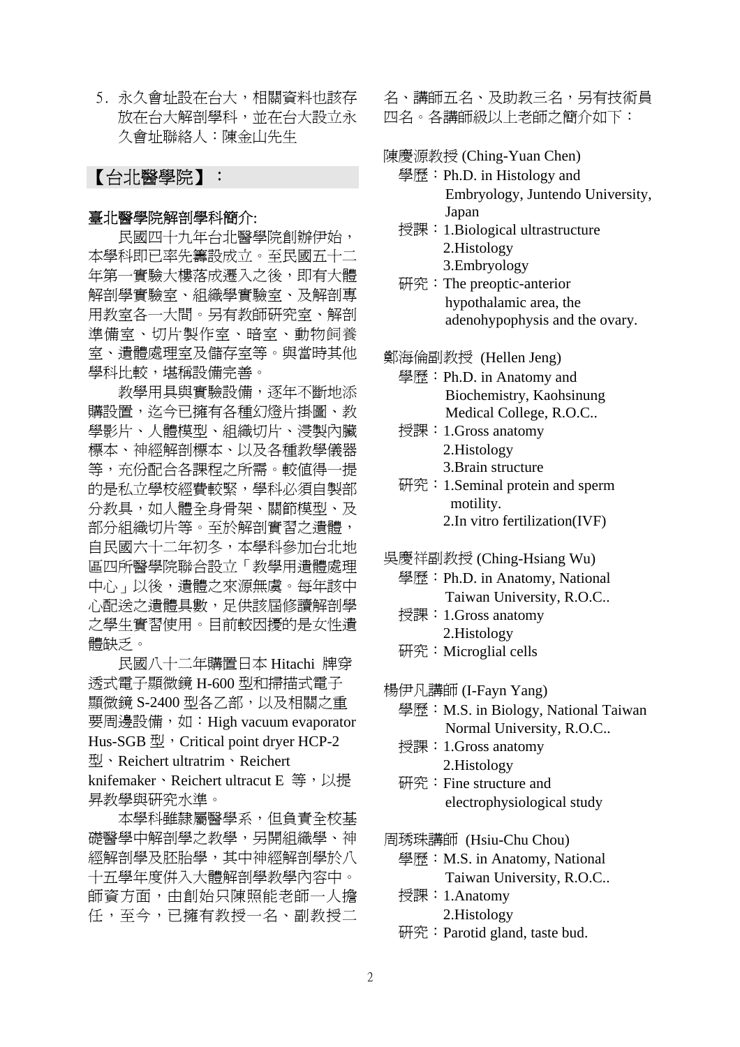5. 永久會址設在台大，相關資料也該存放在台大解剖學科，並在台大設立永久會址聯絡人：陳金山先生

## 【台北醫學院】：

### 臺北醫學院解剖學科簡介:

民國四十九年台北醫學院創辦伊始，本學科即已率先籌設成立。至民國五十二年第一實驗大樓落成遷入之後，即有大體解剖學實驗室、組織學實驗室、及解剖專用教室各一大間。另有教師研究室、解剖準備室、切片製作室、暗室、動物飼養室、遺體處理室及儲存室等。與當時其他學科比較，堪稱設備完善。

教學用具與實驗設備，逐年不斷地添購設置，迄今已擁有各種幻燈片掛圖、教學影片、人體模型、組織切片、浸製內臟標本、神經解剖標本、以及各種教學儀器等，充份配合各課程之所需。較值得一提的是私立學校經費較緊，學科必須自製部分教具，如人體全身骨架、關節模型、及部分組織切片等。至於解剖實習之遺體，自民國六十二年初冬，本學科參加台北地區四所醫學院聯合設立「教學用遺體處理中心」以後，遺體之來源無虞。每年該中心配送之遺體具數，足供該屆修讀解剖學之學生實習使用。目前較困擾的是女性遺體缺乏。

民國八十二年購置日本 Hitachi 牌穿透式電子顯微鏡 H-600 型和掃描式電子顯微鏡 S-2400 型各乙部，以及相關之重要周邊設備，如：High vacuum evaporator Hus-SGB 型，Critical point dryer HCP-2 型、Reichert ultratrim、Reichert knifemaker、Reichert ultracut E 等，以提昇教學與研究水準。

本學科雖隸屬醫學系，但負責全校基礎醫學中解剖學之教學，另開組織學、神經解剖學及胚胎學，其中神經解剖學於八十五學年度併入大體解剖學教學內容中。師資方面，由創始只陳照能老師一人擔任，至今，已擁有教授一名、副教授二名、講師五名、及助教三名，另有技術員四名。各講師級以上老師之簡介如下：

陳慶源教授 (Ching-Yuan Chen)
- 學歷：Ph.D. in Histology and Embryology, Juntendo University, Japan
- 授課：1.Biological ultrastructure
  2.Histology
  3.Embryology
- 研究：The preoptic-anterior hypothalamic area, the adenohypophysis and the ovary.

鄭海倫副教授 (Hellen Jeng)
- 學歷：Ph.D. in Anatomy and Biochemistry, Kaohsinung Medical College, R.O.C..
- 授課：1.Gross anatomy
  2.Histology
  3.Brain structure
- 研究：1.Seminal protein and sperm motility.
  2.In vitro fertilization(IVF)

吳慶祥副教授 (Ching-Hsiang Wu)
- 學歷：Ph.D. in Anatomy, National Taiwan University, R.O.C..
- 授課：1.Gross anatomy
  2.Histology
- 研究：Microglial cells

楊伊凡講師 (I-Fayn Yang)
- 學歷：M.S. in Biology, National Taiwan Normal University, R.O.C..
- 授課：1.Gross anatomy
  2.Histology
- 研究：Fine structure and electrophysiological study

周琇珠講師 (Hsiu-Chu Chou)
- 學歷：M.S. in Anatomy, National Taiwan University, R.O.C..
- 授課：1.Anatomy
  2.Histology
- 研究：Parotid gland, taste bud.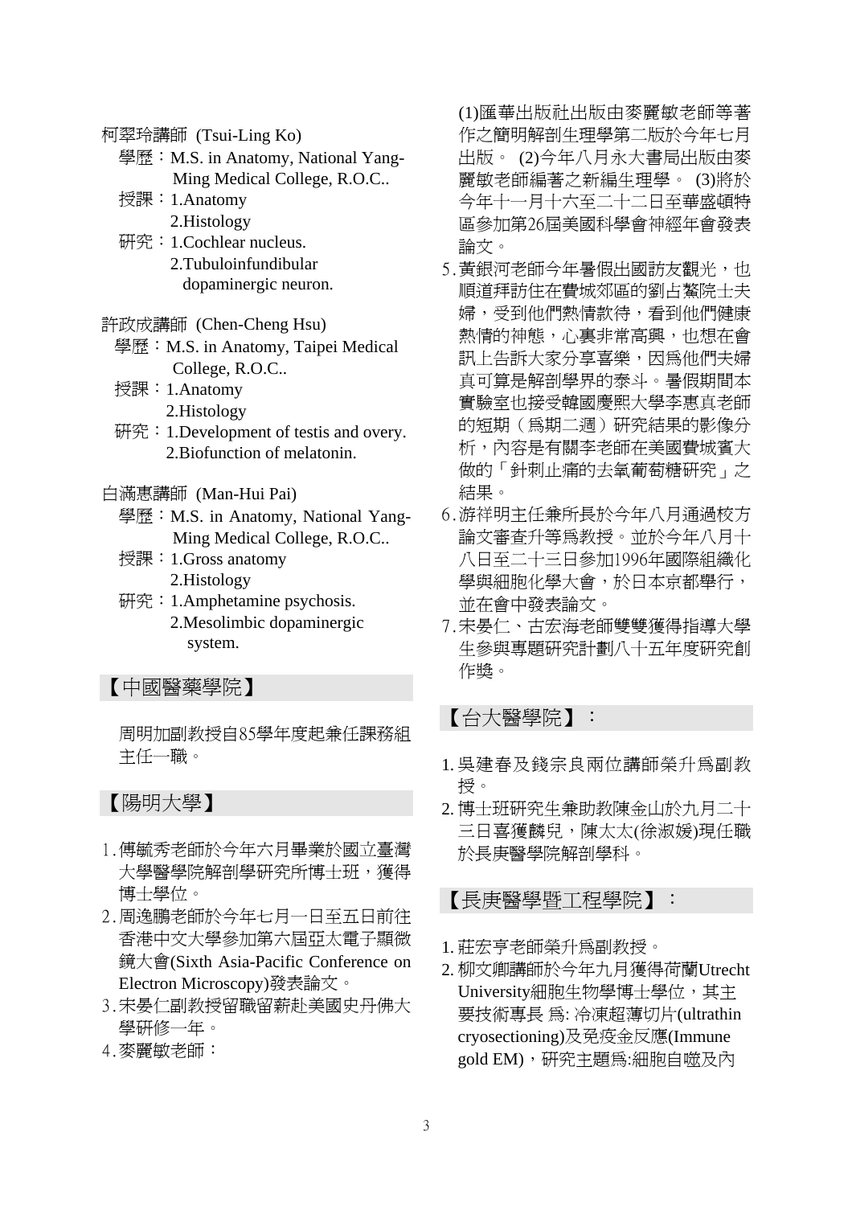柯翠玲講師 (Tsui-Ling Ko)

學歷：M.S. in Anatomy, National Yang-Ming Medical College, R.O.C..

授課：1.Anatomy
2.Histology

研究：1.Cochlear nucleus.
2.Tubuloinfundibular dopaminergic neuron.

許政成講師 (Chen-Cheng Hsu)

學歷：M.S. in Anatomy, Taipei Medical College, R.O.C..

授課：1.Anatomy
2.Histology

研究：1.Development of testis and overy.
2.Biofunction of melatonin.

白滿惠講師 (Man-Hui Pai)

學歷：M.S. in Anatomy, National Yang-Ming Medical College, R.O.C..

授課：1.Gross anatomy
2.Histology

研究：1.Amphetamine psychosis.
2.Mesolimbic dopaminergic system.

## 【中國醫藥學院】

周明加副教授自85學年度起兼任課務組主任一職。

## 【陽明大學】

1. 傅毓秀老師於今年六月畢業於國立臺灣大學醫學院解剖學研究所博士班，獲得博士學位。
2. 周逸鵬老師於今年七月一日至五日前往香港中文大學參加第六屆亞太電子顯微鏡大會(Sixth Asia-Pacific Conference on Electron Microscopy)發表論文。
3. 宋晏仁副教授留職留薪赴美國史丹佛大學研修一年。
4. 麥麗敏老師：(1)匯華出版社出版由麥麗敏老師等著作之簡明解剖生理學第二版於今年七月出版。 (2)今年八月永大書局出版由麥麗敏老師編著之新編生理學。 (3)將於今年十一月十六至二十二日至華盛頓特區參加第26屆美國科學會神經年會發表論文。
5. 黃銀河老師今年暑假出國訪友觀光，也順道拜訪住在費城郊區的劉占鰲院士夫婦，受到他們熱情款待，看到他們健康熱情的神態，心裏非常高興，也想在會訊上告訴大家分享喜樂，因爲他們夫婦真可算是解剖學界的泰斗。暑假期間本實驗室也接受韓國慶熙大學李惠真老師的短期（爲期二週）研究結果的影像分析，內容是有關李老師在美國費城賓大做的「針刺止痛的去氧葡萄糖研究」之結果。
6. 游祥明主任兼所長於今年八月通過校方論文審查升等爲教授。並於今年八月十八日至二十三日參加1996年國際組織化學與細胞化學大會，於日本京都舉行，並在會中發表論文。
7. 宋晏仁、古宏海老師雙雙獲得指導大學生參與專題研究計劃八十五年度研究創作獎。

## 【台大醫學院】：

1. 吳建春及錢宗良兩位講師榮升爲副教授。
2. 博士班研究生兼助教陳金山於九月二十三日喜獲麟兒，陳太太(徐淑媛)現任職於長庚醫學院解剖學科。

## 【長庚醫學暨工程學院】：

1. 莊宏亨老師榮升爲副教授。
2. 柳文卿講師於今年九月獲得荷蘭Utrecht University細胞生物學博士學位，其主要技術專長 爲: 冷凍超薄切片(ultrathin cryosectioning)及免疫金反應(Immune gold EM)，研究主題爲:細胞自噬及內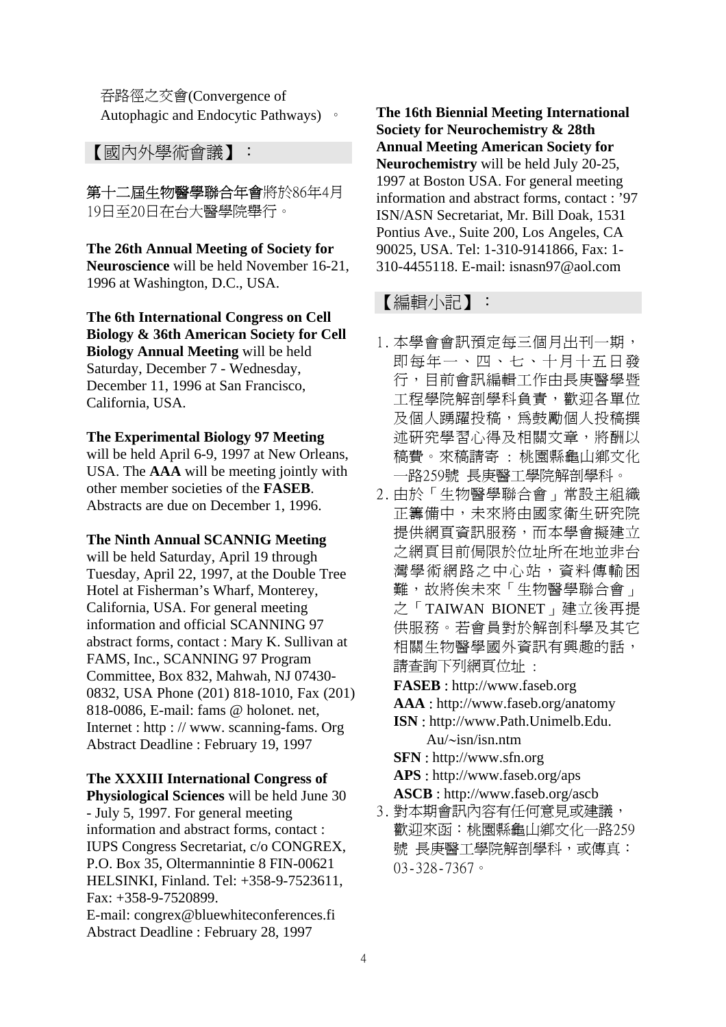吞路徑之交會(Convergence of Autophagic and Endocytic Pathways) 。

## 【國內外學術會議】：

**第十二屆生物醫學聯合年會**將於86年4月19日至20日在台大醫學院舉行。

**The 26th Annual Meeting of Society for Neuroscience** will be held November 16-21, 1996 at Washington, D.C., USA.

**The 6th International Congress on Cell Biology & 36th American Society for Cell Biology Annual Meeting** will be held Saturday, December 7 - Wednesday, December 11, 1996 at San Francisco, California, USA.

**The Experimental Biology 97 Meeting** will be held April 6-9, 1997 at New Orleans, USA. The **AAA** will be meeting jointly with other member societies of the **FASEB**. Abstracts are due on December 1, 1996.

**The Ninth Annual SCANNIG Meeting** will be held Saturday, April 19 through Tuesday, April 22, 1997, at the Double Tree Hotel at Fisherman's Wharf, Monterey, California, USA. For general meeting information and official SCANNING 97 abstract forms, contact : Mary K. Sullivan at FAMS, Inc., SCANNING 97 Program Committee, Box 832, Mahwah, NJ 07430-0832, USA Phone (201) 818-1010, Fax (201) 818-0086, E-mail: fams @ holonet. net, Internet : http : // www. scanning-fams. Org Abstract Deadline : February 19, 1997

**The XXXIII International Congress of Physiological Sciences** will be held June 30 - July 5, 1997. For general meeting information and abstract forms, contact : IUPS Congress Secretariat, c/o CONGREX, P.O. Box 35, Oltermannintie 8 FIN-00621 HELSINKI, Finland. Tel: +358-9-7523611, Fax: +358-9-7520899.
E-mail: congrex@bluewhiteconferences.fi
Abstract Deadline : February 28, 1997

**The 16th Biennial Meeting International Society for Neurochemistry & 28th Annual Meeting American Society for Neurochemistry** will be held July 20-25, 1997 at Boston USA. For general meeting information and abstract forms, contact : '97 ISN/ASN Secretariat, Mr. Bill Doak, 1531 Pontius Ave., Suite 200, Los Angeles, CA 90025, USA. Tel: 1-310-9141866, Fax: 1-310-4455118. E-mail: isnasn97@aol.com

## 【編輯小記】：

1. 本學會會訊預定每三個月出刊一期，即每年一、四、七、十月十五日發行，目前會訊編輯工作由長庚醫學暨工程學院解剖學科負責，歡迎各單位及個人踴躍投稿，為鼓勵個人投稿撰述研究學習心得及相關文章，將酬以稿費。來稿請寄 ：桃園縣龜山鄉文化一路259號 長庚醫工學院解剖學科。
2. 由於「生物醫學聯合會」常設主組織正籌備中，未來將由國家衛生研究院提供網頁資訊服務，而本學會擬建立之網頁目前侷限於位址所在地並非台灣學術網路之中心站，資料傳輸困難，故將俟未來「生物醫學聯合會」之「TAIWAN BIONET」建立後再提供服務。若會員對於解剖科學及其它相關生物醫學國外資訊有興趣的話，請查詢下列網頁位址 ：
   **FASEB** : http://www.faseb.org
   **AAA** : http://www.faseb.org/anatomy
   **ISN** : http://www.Path.Unimelb.Edu. Au/~isn/isn.ntm
   **SFN** : http://www.sfn.org
   **APS** : http://www.faseb.org/aps
   **ASCB** : http://www.faseb.org/ascb
3. 對本期會訊內容有任何意見或建議，歡迎來函：桃園縣龜山鄉文化一路259號 長庚醫工學院解剖學科，或傳真：03-328-7367。